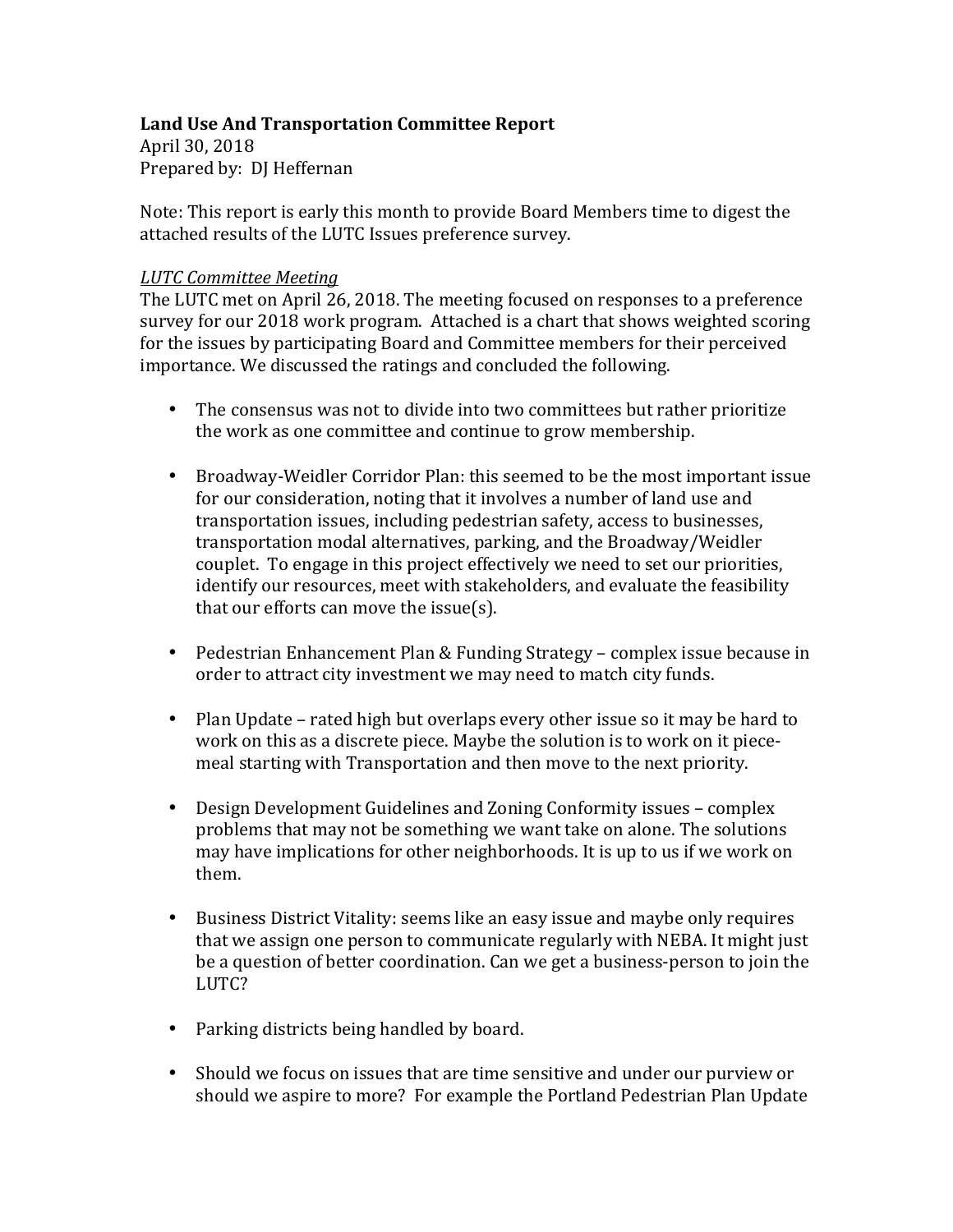**Land Use And Transportation Committee Report**
April 30, 2018
Prepared by: DJ Heffernan

Note: This report is early this month to provide Board Members time to digest the attached results of the LUTC Issues preference survey.

*LUTC Committee Meeting*
The LUTC met on April 26, 2018. The meeting focused on responses to a preference survey for our 2018 work program. Attached is a chart that shows weighted scoring for the issues by participating Board and Committee members for their perceived importance. We discussed the ratings and concluded the following.

- The consensus was not to divide into two committees but rather prioritize the work as one committee and continue to grow membership.

- Broadway-Weidler Corridor Plan: this seemed to be the most important issue for our consideration, noting that it involves a number of land use and transportation issues, including pedestrian safety, access to businesses, transportation modal alternatives, parking, and the Broadway/Weidler couplet. To engage in this project effectively we need to set our priorities, identify our resources, meet with stakeholders, and evaluate the feasibility that our efforts can move the issue(s).

- Pedestrian Enhancement Plan & Funding Strategy – complex issue because in order to attract city investment we may need to match city funds.

- Plan Update – rated high but overlaps every other issue so it may be hard to work on this as a discrete piece. Maybe the solution is to work on it piece-meal starting with Transportation and then move to the next priority.

- Design Development Guidelines and Zoning Conformity issues – complex problems that may not be something we want take on alone. The solutions may have implications for other neighborhoods. It is up to us if we work on them.

- Business District Vitality: seems like an easy issue and maybe only requires that we assign one person to communicate regularly with NEBA. It might just be a question of better coordination. Can we get a business-person to join the LUTC?

- Parking districts being handled by board.

- Should we focus on issues that are time sensitive and under our purview or should we aspire to more? For example the Portland Pedestrian Plan Update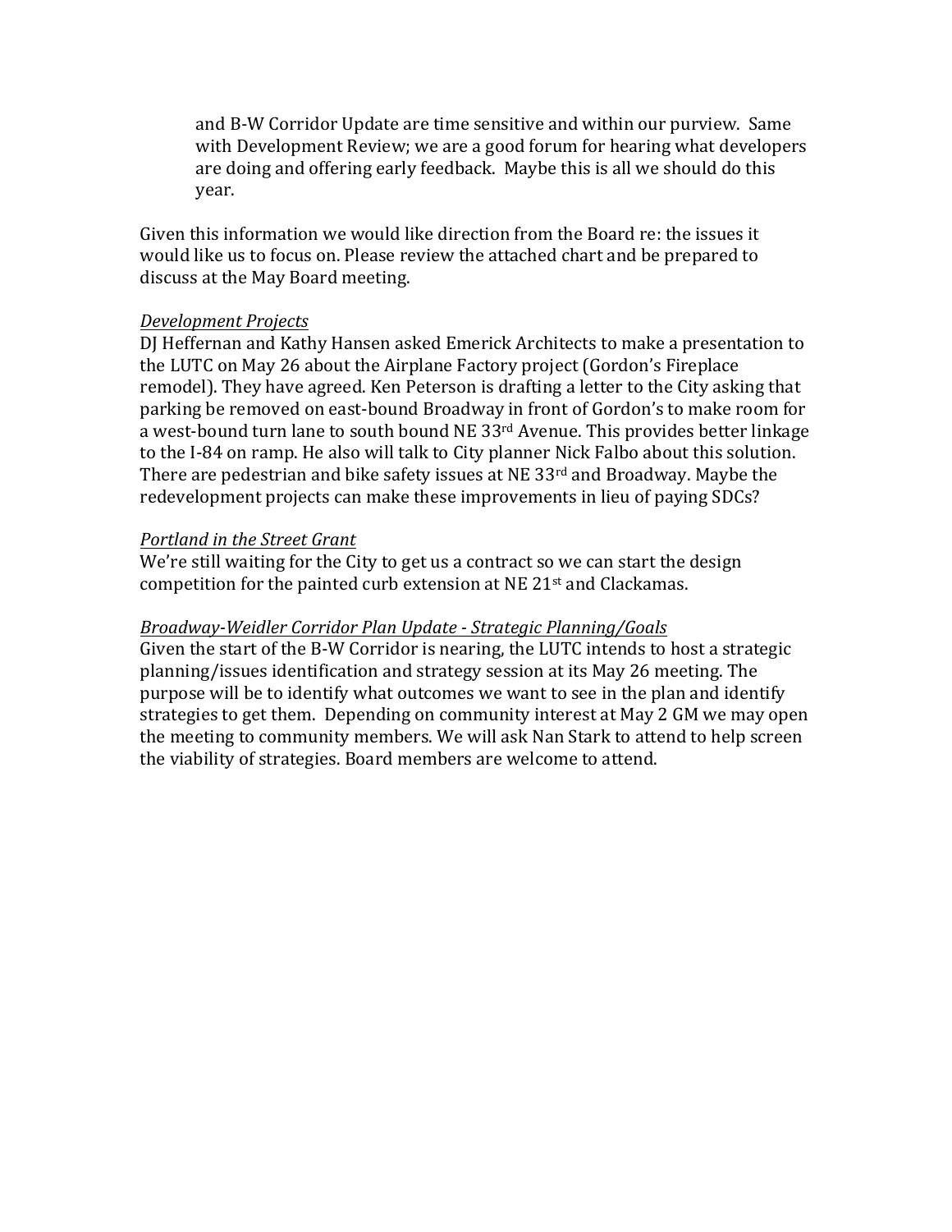and B-W Corridor Update are time sensitive and within our purview. Same with Development Review; we are a good forum for hearing what developers are doing and offering early feedback. Maybe this is all we should do this year.

Given this information we would like direction from the Board re: the issues it would like us to focus on. Please review the attached chart and be prepared to discuss at the May Board meeting.

_Development Projects_
DJ Heffernan and Kathy Hansen asked Emerick Architects to make a presentation to the LUTC on May 26 about the Airplane Factory project (Gordon's Fireplace remodel). They have agreed. Ken Peterson is drafting a letter to the City asking that parking be removed on east-bound Broadway in front of Gordon's to make room for a west-bound turn lane to south bound NE 33rd Avenue. This provides better linkage to the I-84 on ramp. He also will talk to City planner Nick Falbo about this solution. There are pedestrian and bike safety issues at NE 33rd and Broadway. Maybe the redevelopment projects can make these improvements in lieu of paying SDCs?

_Portland in the Street Grant_
We're still waiting for the City to get us a contract so we can start the design competition for the painted curb extension at NE 21st and Clackamas.

_Broadway-Weidler Corridor Plan Update - Strategic Planning/Goals_
Given the start of the B-W Corridor is nearing, the LUTC intends to host a strategic planning/issues identification and strategy session at its May 26 meeting. The purpose will be to identify what outcomes we want to see in the plan and identify strategies to get them. Depending on community interest at May 2 GM we may open the meeting to community members. We will ask Nan Stark to attend to help screen the viability of strategies. Board members are welcome to attend.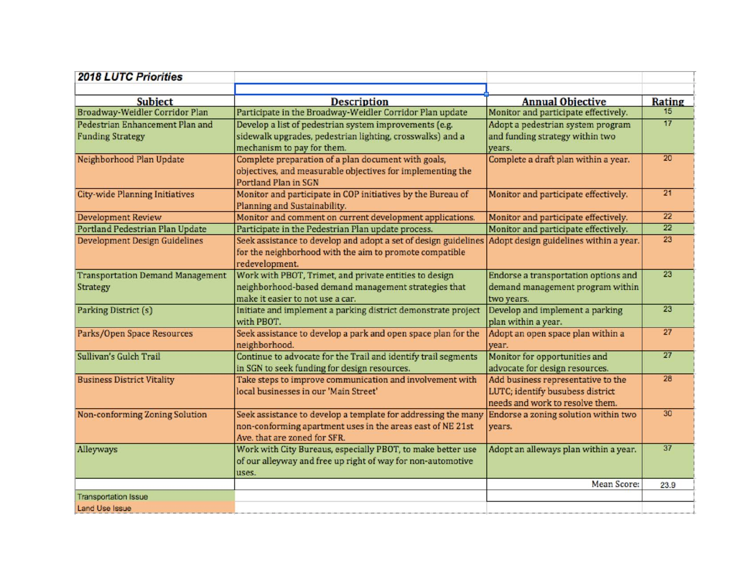## 2018 LUTC Priorities

| Subject | Description | Annual Objective | Rating |
|---|---|---|---|
| Broadway-Weidler Corridor Plan | Participate in the Broadway-Weidler Corridor Plan update | Monitor and participate effectively. | 15 |
| Pedestrian Enhancement Plan and Funding Strategy | Develop a list of pedestrian system improvements (e.g. sidewalk upgrades, pedestrian lighting, crosswalks) and a mechanism to pay for them. | Adopt a pedestrian system program and funding strategy within two years. | 17 |
| Neighborhood Plan Update | Complete preparation of a plan document with goals, objectives, and measurable objectives for implementing the Portland Plan in SGN | Complete a draft plan within a year. | 20 |
| City-wide Planning Initiatives | Monitor and participate in COP initiatives by the Bureau of Planning and Sustainability. | Monitor and participate effectively. | 21 |
| Development Review | Monitor and comment on current development applications. | Monitor and participate effectively. | 22 |
| Portland Pedestrian Plan Update | Participate in the Pedestrian Plan update process. | Monitor and participate effectively. | 22 |
| Development Design Guidelines | Seek assistance to develop and adopt a set of design guidelines for the neighborhood with the aim to promote compatible redevelopment. | Adopt design guidelines within a year. | 23 |
| Transportation Demand Management Strategy | Work with PBOT, Trimet, and private entities to design neighborhood-based demand management strategies that make it easier to not use a car. | Endorse a transportation options and demand management program within two years. | 23 |
| Parking District (s) | Initiate and implement a parking district demonstrate project with PBOT. | Develop and implement a parking plan within a year. | 23 |
| Parks/Open Space Resources | Seek assistance to develop a park and open space plan for the neighborhood. | Adopt an open space plan within a year. | 27 |
| Sullivan's Gulch Trail | Continue to advocate for the Trail and identify trail segments in SGN to seek funding for design resources. | Monitor for opportunities and advocate for design resources. | 27 |
| Business District Vitality | Take steps to improve communication and involvement with local businesses in our 'Main Street' | Add business representative to the LUTC; identify busubess district needs and work to resolve them. | 28 |
| Non-conforming Zoning Solution | Seek assistance to develop a template for addressing the many non-conforming apartment uses in the areas east of NE 21st Ave. that are zoned for SFR. | Endorse a zoning solution within two years. | 30 |
| Alleyways | Work with City Bureaus, especially PBOT, to make better use of our alleyway and free up right of way for non-automotive uses. | Adopt an alleways plan within a year. | 37 |
| | | Mean Score: | 23.9 |

Transportation Issue

Land Use Issue